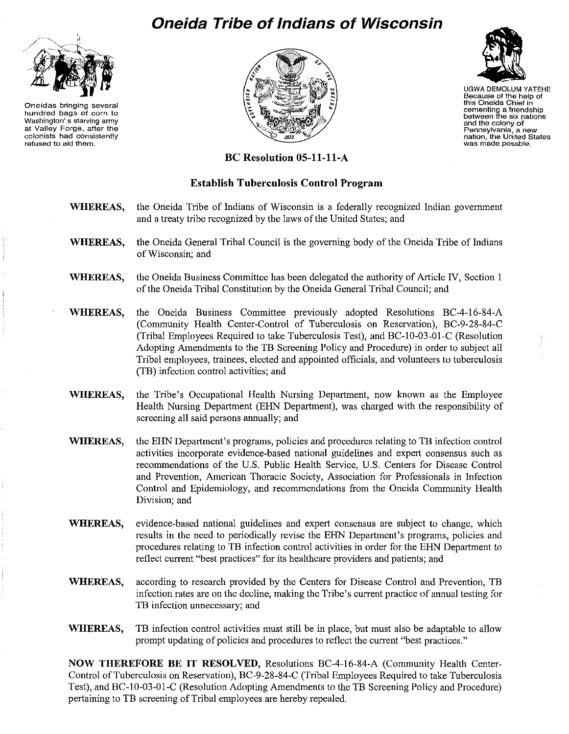# Oneida Tribe of Indians of Wisconsin

Oneidas bringing several hundred bags of corn to Washington's starving army at Valley Forge, after the colonists had consistently refused to aid them.

UGWA DEMOLUM YATEHE
Because of the help of this Oneida Chief in cementing a friendship between the six nations and the colony of Pennsylvania, a new nation, the United States was made possble.

## BC Resolution 05-11-11-A

### Establish Tuberculosis Control Program

**WHEREAS,** the Oneida Tribe of Indians of Wisconsin is a federally recognized Indian government and a treaty tribe recognized by the laws of the United States; and

**WHEREAS,** the Oneida General Tribal Council is the governing body of the Oneida Tribe of Indians of Wisconsin; and

**WHEREAS,** the Oneida Business Committee has been delegated the authority of Article IV, Section 1 of the Oneida Tribal Constitution by the Oneida General Tribal Council; and

**WHEREAS,** the Oneida Business Committee previously adopted Resolutions BC-4-16-84-A (Community Health Center-Control of Tuberculosis on Reservation), BC-9-28-84-C (Tribal Employees Required to take Tuberculosis Test), and BC-10-03-01-C (Resolution Adopting Amendments to the TB Screening Policy and Procedure) in order to subject all Tribal employees, trainees, elected and appointed officials, and volunteers to tuberculosis (TB) infection control activities; and

**WHEREAS,** the Tribe's Occupational Health Nursing Department, now known as the Employee Health Nursing Department (EHN Department), was charged with the responsibility of screening all said persons annually; and

**WHEREAS,** the EHN Department's programs, policies and procedures relating to TB infection control activities incorporate evidence-based national guidelines and expert consensus such as recommendations of the U.S. Public Health Service, U.S. Centers for Disease Control and Prevention, American Thoracic Society, Association for Professionals in Infection Control and Epidemiology, and recommendations from the Oneida Community Health Division; and

**WHEREAS,** evidence-based national guidelines and expert consensus are subject to change, which results in the need to periodically revise the EHN Department's programs, policies and procedures relating to TB infection control activities in order for the EHN Department to reflect current "best practices" for its healthcare providers and patients; and

**WHEREAS,** according to research provided by the Centers for Disease Control and Prevention, TB infection rates are on the decline, making the Tribe's current practice of annual testing for TB infection unnecessary; and

**WHEREAS,** TB infection control activities must still be in place, but must also be adaptable to allow prompt updating of policies and procedures to reflect the current "best practices."

**NOW THEREFORE BE IT RESOLVED,** Resolutions BC-4-16-84-A (Community Health Center-Control of Tuberculosis on Reservation), BC-9-28-84-C (Tribal Employees Required to take Tuberculosis Test), and BC-10-03-01-C (Resolution Adopting Amendments to the TB Screening Policy and Procedure) pertaining to TB screening of Tribal employees are hereby repealed.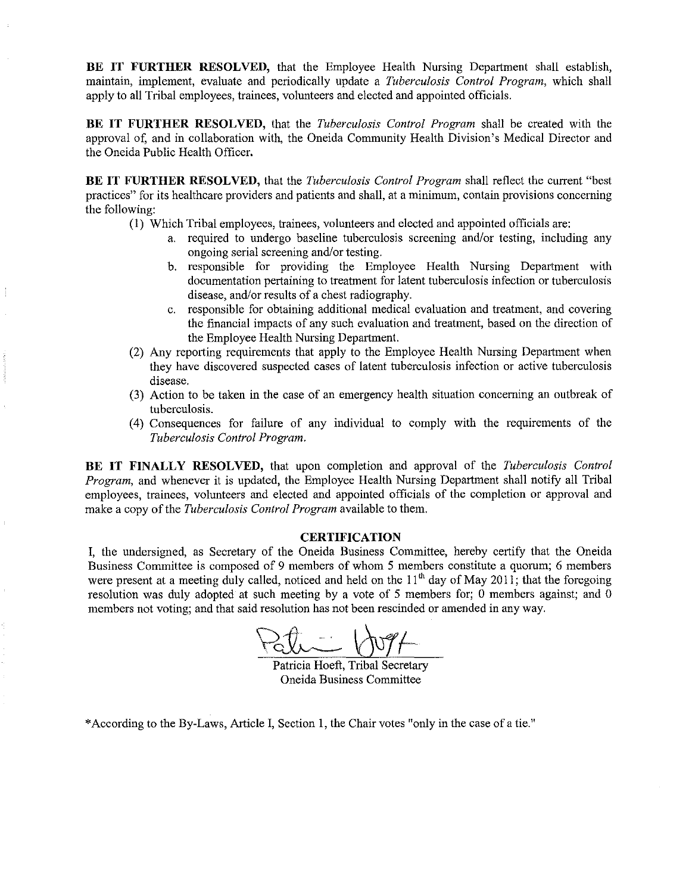**BE IT FURTHER RESOLVED,** that the Employee Health Nursing Department shall establish, maintain, implement, evaluate and periodically update a *Tuberculosis Control Program,* which shall apply to all Tribal employees, trainees, volunteers and elected and appointed officials.

**BE IT FURTHER RESOLVED,** that the *Tuberculosis Control Program* shall be created with the approval of, and in collaboration with, the Oneida Community Health Division's Medical Director and the Oneida Public Health Officer.

**BE IT FURTHER RESOLVED,** that the *Tuberculosis Control Program* shall reflect the current "best practices" for its healthcare providers and patients and shall, at a minimum, contain provisions concerning the following:

(1) Which Tribal employees, trainees, volunteers and elected and appointed officials are:
   a. required to undergo baseline tuberculosis screening and/or testing, including any ongoing serial screening and/or testing.
   b. responsible for providing the Employee Health Nursing Department with documentation pertaining to treatment for latent tuberculosis infection or tuberculosis disease, and/or results of a chest radiography.
   c. responsible for obtaining additional medical evaluation and treatment, and covering the financial impacts of any such evaluation and treatment, based on the direction of the Employee Health Nursing Department.

(2) Any reporting requirements that apply to the Employee Health Nursing Department when they have discovered suspected cases of latent tuberculosis infection or active tuberculosis disease.

(3) Action to be taken in the case of an emergency health situation concerning an outbreak of tuberculosis.

(4) Consequences for failure of any individual to comply with the requirements of the *Tuberculosis Control Program.*

**BE IT FINALLY RESOLVED,** that upon completion and approval of the *Tuberculosis Control Program,* and whenever it is updated, the Employee Health Nursing Department shall notify all Tribal employees, trainees, volunteers and elected and appointed officials of the completion or approval and make a copy of the *Tuberculosis Control Program* available to them.

## CERTIFICATION

I, the undersigned, as Secretary of the Oneida Business Committee, hereby certify that the Oneida Business Committee is composed of 9 members of whom 5 members constitute a quorum; 6 members were present at a meeting duly called, noticed and held on the 11th day of May 2011; that the foregoing resolution was duly adopted at such meeting by a vote of 5 members for; 0 members against; and 0 members not voting; and that said resolution has not been rescinded or amended in any way.

Patricia Hoeft, Tribal Secretary
Oneida Business Committee

*According to the By-Laws, Article I, Section 1, the Chair votes "only in the case of a tie."